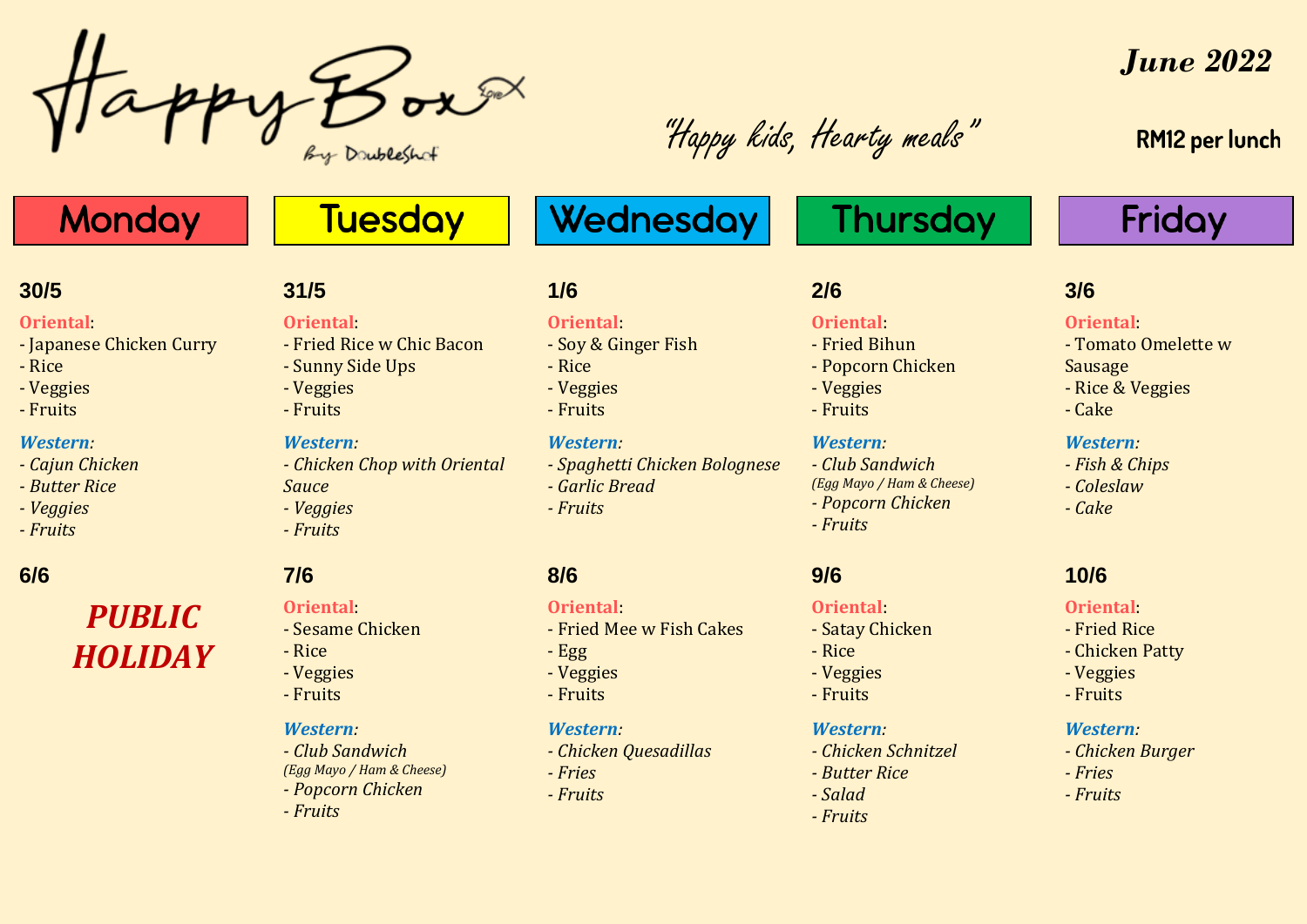# HappyBox

By DoubleShot

**June 2022**

"Happy kids, Hearty meals"

**RM12 per lunch**

| Monday | Tuesday | Wednesday | Thursday | Friday |
|---|---|---|---|---|
| **30/5** | **31/5** | **1/6** | **2/6** | **3/6** |
| **Oriental**:<br>- Japanese Chicken Curry<br>- Rice<br>- Veggies<br>- Fruits<br><br>***Western***:<br>*- Cajun Chicken*<br>*- Butter Rice*<br>*- Veggies*<br>*- Fruits* | **Oriental**:<br>- Fried Rice w Chic Bacon<br>- Sunny Side Ups<br>- Veggies<br>- Fruits<br><br>***Western***:<br>*- Chicken Chop with Oriental Sauce*<br>*- Veggies*<br>*- Fruits* | **Oriental**:<br>- Soy & Ginger Fish<br>- Rice<br>- Veggies<br>- Fruits<br><br>***Western***:<br>*- Spaghetti Chicken Bolognese*<br>*- Garlic Bread*<br>*- Fruits* | **Oriental**:<br>- Fried Bihun<br>- Popcorn Chicken<br>- Veggies<br>- Fruits<br><br>***Western***:<br>*- Club Sandwich*<br>*(Egg Mayo / Ham & Cheese)*<br>*- Popcorn Chicken*<br>*- Fruits* | **Oriental**:<br>- Tomato Omelette w Sausage<br>- Rice & Veggies<br>- Cake<br><br>***Western***:<br>*- Fish & Chips*<br>*- Coleslaw*<br>*- Cake* |
| **6/6** | **7/6** | **8/6** | **9/6** | **10/6** |
| ***PUBLIC HOLIDAY*** | **Oriental**:<br>- Sesame Chicken<br>- Rice<br>- Veggies<br>- Fruits<br><br>***Western***:<br>*- Club Sandwich*<br>*(Egg Mayo / Ham & Cheese)*<br>*- Popcorn Chicken*<br>*- Fruits* | **Oriental**:<br>- Fried Mee w Fish Cakes<br>- Egg<br>- Veggies<br>- Fruits<br><br>***Western***:<br>*- Chicken Quesadillas*<br>*- Fries*<br>*- Fruits* | **Oriental**:<br>- Satay Chicken<br>- Rice<br>- Veggies<br>- Fruits<br><br>***Western***:<br>*- Chicken Schnitzel*<br>*- Butter Rice*<br>*- Salad*<br>*- Fruits* | **Oriental**:<br>- Fried Rice<br>- Chicken Patty<br>- Veggies<br>- Fruits<br><br>***Western***:<br>*- Chicken Burger*<br>*- Fries*<br>*- Fruits* |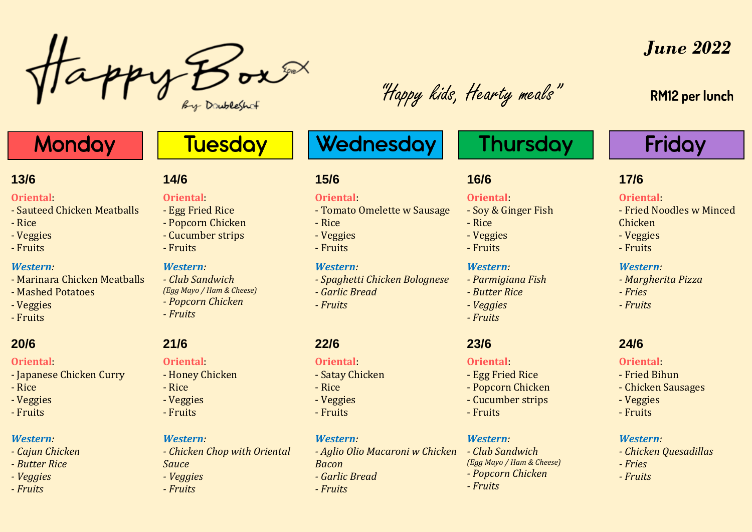# Happy Box

By DoubleShot

## June 2022

*"Happy kids, Hearty meals"*

**RM12 per lunch**

## Monday

### 13/6

**Oriental**:
- Sauteed Chicken Meatballs
- Rice
- Veggies
- Fruits

***Western***:
- Marinara Chicken Meatballs
- Mashed Potatoes
- Veggies
- Fruits

### 20/6

**Oriental**:
- Japanese Chicken Curry
- Rice
- Veggies
- Fruits

***Western***:
- *Cajun Chicken*
- *Butter Rice*
- *Veggies*
- *Fruits*

## Tuesday

### 14/6

**Oriental**:
- Egg Fried Rice
- Popcorn Chicken
- Cucumber strips
- Fruits

***Western***:
- *Club Sandwich* *(Egg Mayo / Ham & Cheese)*
- *Popcorn Chicken*
- *Fruits*

### 21/6

**Oriental**:
- Honey Chicken
- Rice
- Veggies
- Fruits

***Western***:
- *Chicken Chop with Oriental Sauce*
- *Veggies*
- *Fruits*

## Wednesday

### 15/6

**Oriental**:
- Tomato Omelette w Sausage
- Rice
- Veggies
- Fruits

***Western***:
- *Spaghetti Chicken Bolognese*
- *Garlic Bread*
- *Fruits*

### 22/6

**Oriental**:
- Satay Chicken
- Rice
- Veggies
- Fruits

***Western***:
- *Aglio Olio Macaroni w Chicken Bacon*
- *Garlic Bread*
- *Fruits*

## Thursday

### 16/6

**Oriental**:
- Soy & Ginger Fish
- Rice
- Veggies
- Fruits

***Western***:
- *Parmigiana Fish*
- *Butter Rice*
- *Veggies*
- *Fruits*

### 23/6

**Oriental**:
- Egg Fried Rice
- Popcorn Chicken
- Cucumber strips
- Fruits

***Western***:
- *Club Sandwich* *(Egg Mayo / Ham & Cheese)*
- *Popcorn Chicken*
- *Fruits*

## Friday

### 17/6

**Oriental**:
- Fried Noodles w Minced Chicken
- Veggies
- Fruits

***Western***:
- *Margherita Pizza*
- *Fries*
- *Fruits*

### 24/6

**Oriental**:
- Fried Bihun
- Chicken Sausages
- Veggies
- Fruits

***Western***:
- *Chicken Quesadillas*
- *Fries*
- *Fruits*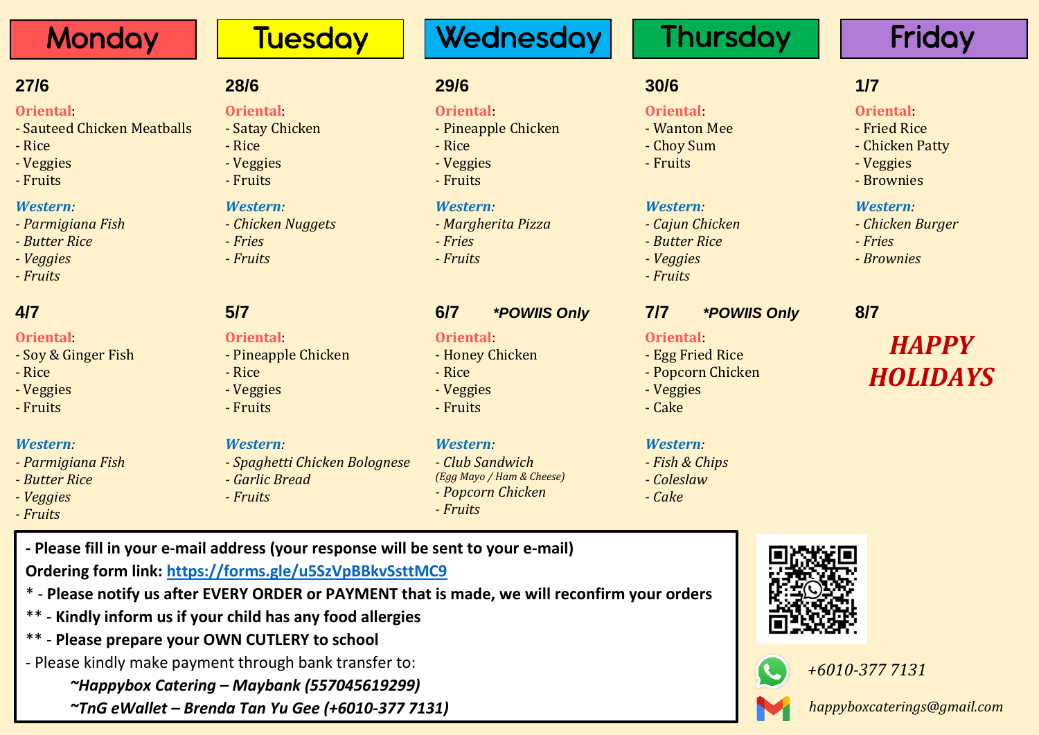## Monday

### 27/6

**Oriental**:
- Sauteed Chicken Meatballs
- Rice
- Veggies
- Fruits

***Western***:
- *Parmigiana Fish*
- *Butter Rice*
- *Veggies*
- *Fruits*

### 4/7

**Oriental**:
- Soy & Ginger Fish
- Rice
- Veggies
- Fruits

***Western***:
- *Parmigiana Fish*
- *Butter Rice*
- *Veggies*
- *Fruits*

## Tuesday

### 28/6

**Oriental**:
- Satay Chicken
- Rice
- Veggies
- Fruits

***Western***:
- *Chicken Nuggets*
- *Fries*
- *Fruits*

### 5/7

**Oriental**:
- Pineapple Chicken
- Rice
- Veggies
- Fruits

***Western***:
- *Spaghetti Chicken Bolognese*
- *Garlic Bread*
- *Fruits*

## Wednesday

### 29/6

**Oriental**:
- Pineapple Chicken
- Rice
- Veggies
- Fruits

***Western***:
- *Margherita Pizza*
- *Fries*
- *Fruits*

### 6/7 ***POWIIS Only**

**Oriental**:
- Honey Chicken
- Rice
- Veggies
- Fruits

***Western***:
- *Club Sandwich* *(Egg Mayo / Ham & Cheese)*
- *Popcorn Chicken*
- *Fruits*

## Thursday

### 30/6

**Oriental**:
- Wanton Mee
- Choy Sum
- Fruits

***Western***:
- *Cajun Chicken*
- *Butter Rice*
- *Veggies*
- *Fruits*

### 7/7 ***POWIIS Only**

**Oriental**:
- Egg Fried Rice
- Popcorn Chicken
- Veggies
- Cake

***Western***:
- *Fish & Chips*
- *Coleslaw*
- *Cake*

## Friday

### 1/7

**Oriental**:
- Fried Rice
- Chicken Patty
- Veggies
- Brownies

***Western***:
- *Chicken Burger*
- *Fries*
- *Brownies*

### 8/7

***HAPPY HOLIDAYS***

---

**- Please fill in your e-mail address (your response will be sent to your e-mail)**

**Ordering form link: https://forms.gle/u5SzVpBBkvSsttMC9**

\* - **Please notify us after EVERY ORDER or PAYMENT that is made, we will reconfirm your orders**

\** - **Kindly inform us if your child has any food allergies**

\** - **Please prepare your OWN CUTLERY to school**

- Please kindly make payment through bank transfer to:

  ***~Happybox Catering – Maybank (557045619299)***

  ***~TnG eWallet – Brenda Tan Yu Gee (+6010-377 7131)***

*+6010-377 7131*

*happyboxcaterings@gmail.com*